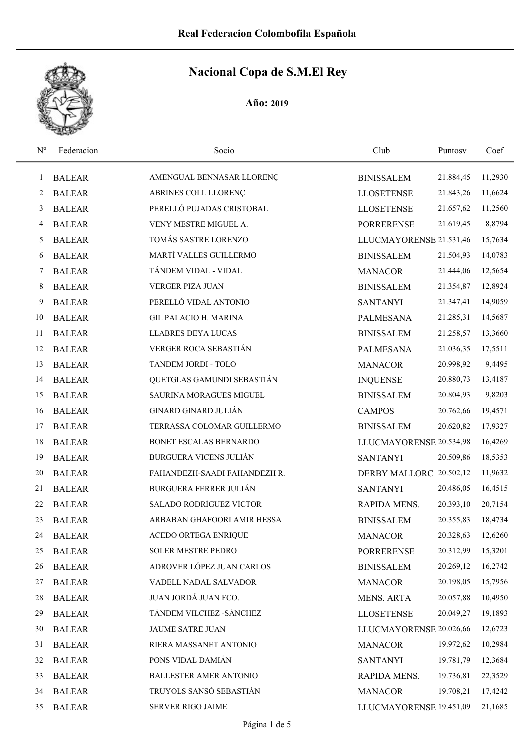Real Federacion Colombofila Española

# Nacional Copa de S.M.El Rey

**Año: 2019**

| Nº | Federacion | Socio | Club | Puntosv | Coef |
|---|---|---|---|---|---|
| 1 | BALEAR | AMENGUAL BENNASAR LLORENÇ | BINISSALEM | 21.884,45 | 11,2930 |
| 2 | BALEAR | ABRINES COLL LLORENÇ | LLOSETENSE | 21.843,26 | 11,6624 |
| 3 | BALEAR | PERELLÓ PUJADAS CRISTOBAL | LLOSETENSE | 21.657,62 | 11,2560 |
| 4 | BALEAR | VENY MESTRE MIGUEL A. | PORRERENSE | 21.619,45 | 8,8794 |
| 5 | BALEAR | TOMÁS SASTRE LORENZO | LLUCMAYORENSE | 21.531,46 | 15,7634 |
| 6 | BALEAR | MARTÍ VALLES GUILLERMO | BINISSALEM | 21.504,93 | 14,0783 |
| 7 | BALEAR | TÁNDEM VIDAL - VIDAL | MANACOR | 21.444,06 | 12,5654 |
| 8 | BALEAR | VERGER PIZA JUAN | BINISSALEM | 21.354,87 | 12,8924 |
| 9 | BALEAR | PERELLÓ VIDAL ANTONIO | SANTANYI | 21.347,41 | 14,9059 |
| 10 | BALEAR | GIL PALACIO H. MARINA | PALMESANA | 21.285,31 | 14,5687 |
| 11 | BALEAR | LLABRES DEYA LUCAS | BINISSALEM | 21.258,57 | 13,3660 |
| 12 | BALEAR | VERGER ROCA SEBASTIÁN | PALMESANA | 21.036,35 | 17,5511 |
| 13 | BALEAR | TÁNDEM JORDI - TOLO | MANACOR | 20.998,92 | 9,4495 |
| 14 | BALEAR | QUETGLAS GAMUNDI SEBASTIÁN | INQUENSE | 20.880,73 | 13,4187 |
| 15 | BALEAR | SAURINA MORAGUES MIGUEL | BINISSALEM | 20.804,93 | 9,8203 |
| 16 | BALEAR | GINARD GINARD JULIÁN | CAMPOS | 20.762,66 | 19,4571 |
| 17 | BALEAR | TERRASSA COLOMAR GUILLERMO | BINISSALEM | 20.620,82 | 17,9327 |
| 18 | BALEAR | BONET ESCALAS BERNARDO | LLUCMAYORENSE | 20.534,98 | 16,4269 |
| 19 | BALEAR | BURGUERA VICENS JULIÁN | SANTANYI | 20.509,86 | 18,5353 |
| 20 | BALEAR | FAHANDEZH-SAADI FAHANDEZH R. | DERBY MALLORC | 20.502,12 | 11,9632 |
| 21 | BALEAR | BURGUERA FERRER JULIÁN | SANTANYI | 20.486,05 | 16,4515 |
| 22 | BALEAR | SALADO RODRÍGUEZ VÍCTOR | RAPIDA MENS. | 20.393,10 | 20,7154 |
| 23 | BALEAR | ARBABAN GHAFOORI AMIR HESSA | BINISSALEM | 20.355,83 | 18,4734 |
| 24 | BALEAR | ACEDO ORTEGA ENRIQUE | MANACOR | 20.328,63 | 12,6260 |
| 25 | BALEAR | SOLER MESTRE PEDRO | PORRERENSE | 20.312,99 | 15,3201 |
| 26 | BALEAR | ADROVER LÓPEZ JUAN CARLOS | BINISSALEM | 20.269,12 | 16,2742 |
| 27 | BALEAR | VADELL NADAL SALVADOR | MANACOR | 20.198,05 | 15,7956 |
| 28 | BALEAR | JUAN JORDÁ JUAN FCO. | MENS. ARTA | 20.057,88 | 10,4950 |
| 29 | BALEAR | TÁNDEM VILCHEZ -SÁNCHEZ | LLOSETENSE | 20.049,27 | 19,1893 |
| 30 | BALEAR | JAUME SATRE JUAN | LLUCMAYORENSE | 20.026,66 | 12,6723 |
| 31 | BALEAR | RIERA MASSANET ANTONIO | MANACOR | 19.972,62 | 10,2984 |
| 32 | BALEAR | PONS VIDAL DAMIÁN | SANTANYI | 19.781,79 | 12,3684 |
| 33 | BALEAR | BALLESTER AMER ANTONIO | RAPIDA MENS. | 19.736,81 | 22,3529 |
| 34 | BALEAR | TRUYOLS SANSÓ SEBASTIÁN | MANACOR | 19.708,21 | 17,4242 |
| 35 | BALEAR | SERVER RIGO JAIME | LLUCMAYORENSE | 19.451,09 | 21,1685 |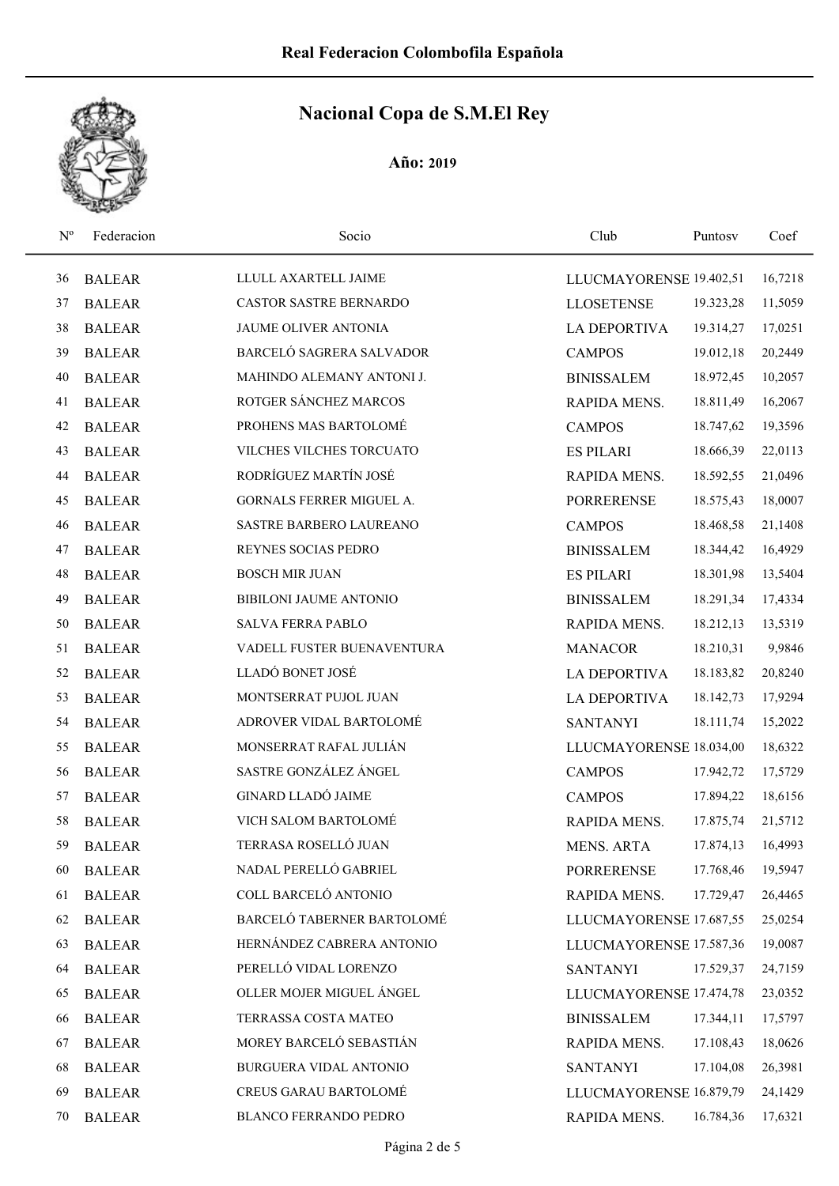# Real Federacion Colombofila Española

## Nacional Copa de S.M.El Rey

**Año: 2019**

| Nº | Federacion | Socio | Club | Puntosv | Coef |
|---|---|---|---|---|---|
| 36 | BALEAR | LLULL AXARTELL JAIME | LLUCMAYORENSE | 19.402,51 | 16,7218 |
| 37 | BALEAR | CASTOR SASTRE BERNARDO | LLOSETENSE | 19.323,28 | 11,5059 |
| 38 | BALEAR | JAUME OLIVER ANTONIA | LA DEPORTIVA | 19.314,27 | 17,0251 |
| 39 | BALEAR | BARCELÓ SAGRERA SALVADOR | CAMPOS | 19.012,18 | 20,2449 |
| 40 | BALEAR | MAHINDO ALEMANY ANTONI J. | BINISSALEM | 18.972,45 | 10,2057 |
| 41 | BALEAR | ROTGER SÁNCHEZ MARCOS | RAPIDA MENS. | 18.811,49 | 16,2067 |
| 42 | BALEAR | PROHENS MAS BARTOLOMÉ | CAMPOS | 18.747,62 | 19,3596 |
| 43 | BALEAR | VILCHES VILCHES TORCUATO | ES PILARI | 18.666,39 | 22,0113 |
| 44 | BALEAR | RODRÍGUEZ MARTÍN JOSÉ | RAPIDA MENS. | 18.592,55 | 21,0496 |
| 45 | BALEAR | GORNALS FERRER MIGUEL A. | PORRERENSE | 18.575,43 | 18,0007 |
| 46 | BALEAR | SASTRE BARBERO LAUREANO | CAMPOS | 18.468,58 | 21,1408 |
| 47 | BALEAR | REYNES SOCIAS PEDRO | BINISSALEM | 18.344,42 | 16,4929 |
| 48 | BALEAR | BOSCH MIR JUAN | ES PILARI | 18.301,98 | 13,5404 |
| 49 | BALEAR | BIBILONI JAUME ANTONIO | BINISSALEM | 18.291,34 | 17,4334 |
| 50 | BALEAR | SALVA FERRA PABLO | RAPIDA MENS. | 18.212,13 | 13,5319 |
| 51 | BALEAR | VADELL FUSTER BUENAVENTURA | MANACOR | 18.210,31 | 9,9846 |
| 52 | BALEAR | LLADÓ BONET JOSÉ | LA DEPORTIVA | 18.183,82 | 20,8240 |
| 53 | BALEAR | MONTSERRAT PUJOL JUAN | LA DEPORTIVA | 18.142,73 | 17,9294 |
| 54 | BALEAR | ADROVER VIDAL BARTOLOMÉ | SANTANYI | 18.111,74 | 15,2022 |
| 55 | BALEAR | MONSERRAT RAFAL JULIÁN | LLUCMAYORENSE | 18.034,00 | 18,6322 |
| 56 | BALEAR | SASTRE GONZÁLEZ ÁNGEL | CAMPOS | 17.942,72 | 17,5729 |
| 57 | BALEAR | GINARD LLADÓ JAIME | CAMPOS | 17.894,22 | 18,6156 |
| 58 | BALEAR | VICH SALOM BARTOLOMÉ | RAPIDA MENS. | 17.875,74 | 21,5712 |
| 59 | BALEAR | TERRASA ROSELLÓ JUAN | MENS. ARTA | 17.874,13 | 16,4993 |
| 60 | BALEAR | NADAL PERELLÓ GABRIEL | PORRERENSE | 17.768,46 | 19,5947 |
| 61 | BALEAR | COLL BARCELÓ ANTONIO | RAPIDA MENS. | 17.729,47 | 26,4465 |
| 62 | BALEAR | BARCELÓ TABERNER BARTOLOMÉ | LLUCMAYORENSE | 17.687,55 | 25,0254 |
| 63 | BALEAR | HERNÁNDEZ CABRERA ANTONIO | LLUCMAYORENSE | 17.587,36 | 19,0087 |
| 64 | BALEAR | PERELLÓ VIDAL LORENZO | SANTANYI | 17.529,37 | 24,7159 |
| 65 | BALEAR | OLLER MOJER MIGUEL ÁNGEL | LLUCMAYORENSE | 17.474,78 | 23,0352 |
| 66 | BALEAR | TERRASSA COSTA MATEO | BINISSALEM | 17.344,11 | 17,5797 |
| 67 | BALEAR | MOREY BARCELÓ SEBASTIÁN | RAPIDA MENS. | 17.108,43 | 18,0626 |
| 68 | BALEAR | BURGUERA VIDAL ANTONIO | SANTANYI | 17.104,08 | 26,3981 |
| 69 | BALEAR | CREUS GARAU BARTOLOMÉ | LLUCMAYORENSE | 16.879,79 | 24,1429 |
| 70 | BALEAR | BLANCO FERRANDO PEDRO | RAPIDA MENS. | 16.784,36 | 17,6321 |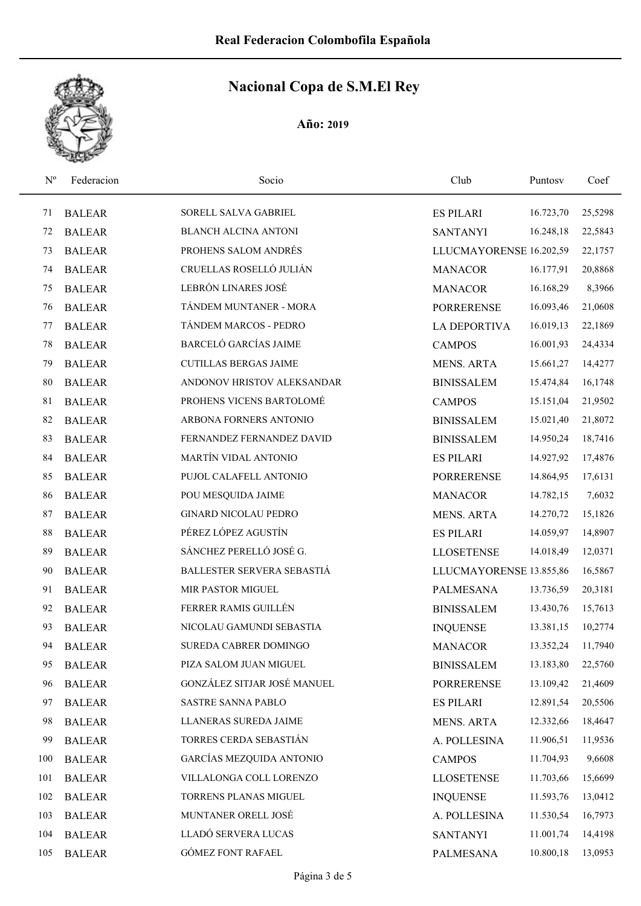# Real Federacion Colombofila Española

## Nacional Copa de S.M.El Rey

**Año: 2019**

| Nº | Federacion | Socio | Club | Puntosv | Coef |
|---|---|---|---|---|---|
| 71 | BALEAR | SORELL SALVA GABRIEL | ES PILARI | 16.723,70 | 25,5298 |
| 72 | BALEAR | BLANCH ALCINA ANTONI | SANTANYI | 16.248,18 | 22,5843 |
| 73 | BALEAR | PROHENS SALOM ANDRÉS | LLUCMAYORENSE | 16.202,59 | 22,1757 |
| 74 | BALEAR | CRUELLAS ROSELLÓ JULIÁN | MANACOR | 16.177,91 | 20,8868 |
| 75 | BALEAR | LEBRÓN LINARES JOSÉ | MANACOR | 16.168,29 | 8,3966 |
| 76 | BALEAR | TÁNDEM MUNTANER - MORA | PORRERENSE | 16.093,46 | 21,0608 |
| 77 | BALEAR | TÁNDEM MARCOS - PEDRO | LA DEPORTIVA | 16.019,13 | 22,1869 |
| 78 | BALEAR | BARCELÓ GARCÍAS JAIME | CAMPOS | 16.001,93 | 24,4334 |
| 79 | BALEAR | CUTILLAS BERGAS JAIME | MENS. ARTA | 15.661,27 | 14,4277 |
| 80 | BALEAR | ANDONOV HRISTOV ALEKSANDAR | BINISSALEM | 15.474,84 | 16,1748 |
| 81 | BALEAR | PROHENS VICENS BARTOLOMÉ | CAMPOS | 15.151,04 | 21,9502 |
| 82 | BALEAR | ARBONA FORNERS ANTONIO | BINISSALEM | 15.021,40 | 21,8072 |
| 83 | BALEAR | FERNANDEZ FERNANDEZ DAVID | BINISSALEM | 14.950,24 | 18,7416 |
| 84 | BALEAR | MARTÍN VIDAL ANTONIO | ES PILARI | 14.927,92 | 17,4876 |
| 85 | BALEAR | PUJOL CALAFELL ANTONIO | PORRERENSE | 14.864,95 | 17,6131 |
| 86 | BALEAR | POU MESQUIDA JAIME | MANACOR | 14.782,15 | 7,6032 |
| 87 | BALEAR | GINARD NICOLAU PEDRO | MENS. ARTA | 14.270,72 | 15,1826 |
| 88 | BALEAR | PÉREZ LÓPEZ AGUSTÍN | ES PILARI | 14.059,97 | 14,8907 |
| 89 | BALEAR | SÁNCHEZ PERELLÓ JOSÉ G. | LLOSETENSE | 14.018,49 | 12,0371 |
| 90 | BALEAR | BALLESTER SERVERA SEBASTIÁ | LLUCMAYORENSE | 13.855,86 | 16,5867 |
| 91 | BALEAR | MIR PASTOR MIGUEL | PALMESANA | 13.736,59 | 20,3181 |
| 92 | BALEAR | FERRER RAMIS GUILLÉN | BINISSALEM | 13.430,76 | 15,7613 |
| 93 | BALEAR | NICOLAU GAMUNDI SEBASTIA | INQUENSE | 13.381,15 | 10,2774 |
| 94 | BALEAR | SUREDA CABRER DOMINGO | MANACOR | 13.352,24 | 11,7940 |
| 95 | BALEAR | PIZA SALOM JUAN MIGUEL | BINISSALEM | 13.183,80 | 22,5760 |
| 96 | BALEAR | GONZÁLEZ SITJAR JOSÉ MANUEL | PORRERENSE | 13.109,42 | 21,4609 |
| 97 | BALEAR | SASTRE SANNA PABLO | ES PILARI | 12.891,54 | 20,5506 |
| 98 | BALEAR | LLANERAS SUREDA JAIME | MENS. ARTA | 12.332,66 | 18,4647 |
| 99 | BALEAR | TORRES CERDA SEBASTIÁN | A. POLLESINA | 11.906,51 | 11,9536 |
| 100 | BALEAR | GARCÍAS MEZQUIDA ANTONIO | CAMPOS | 11.704,93 | 9,6608 |
| 101 | BALEAR | VILLALONGA COLL LORENZO | LLOSETENSE | 11.703,66 | 15,6699 |
| 102 | BALEAR | TORRENS PLANAS MIGUEL | INQUENSE | 11.593,76 | 13,0412 |
| 103 | BALEAR | MUNTANER ORELL JOSÉ | A. POLLESINA | 11.530,54 | 16,7973 |
| 104 | BALEAR | LLADÓ SERVERA LUCAS | SANTANYI | 11.001,74 | 14,4198 |
| 105 | BALEAR | GÓMEZ FONT RAFAEL | PALMESANA | 10.800,18 | 13,0953 |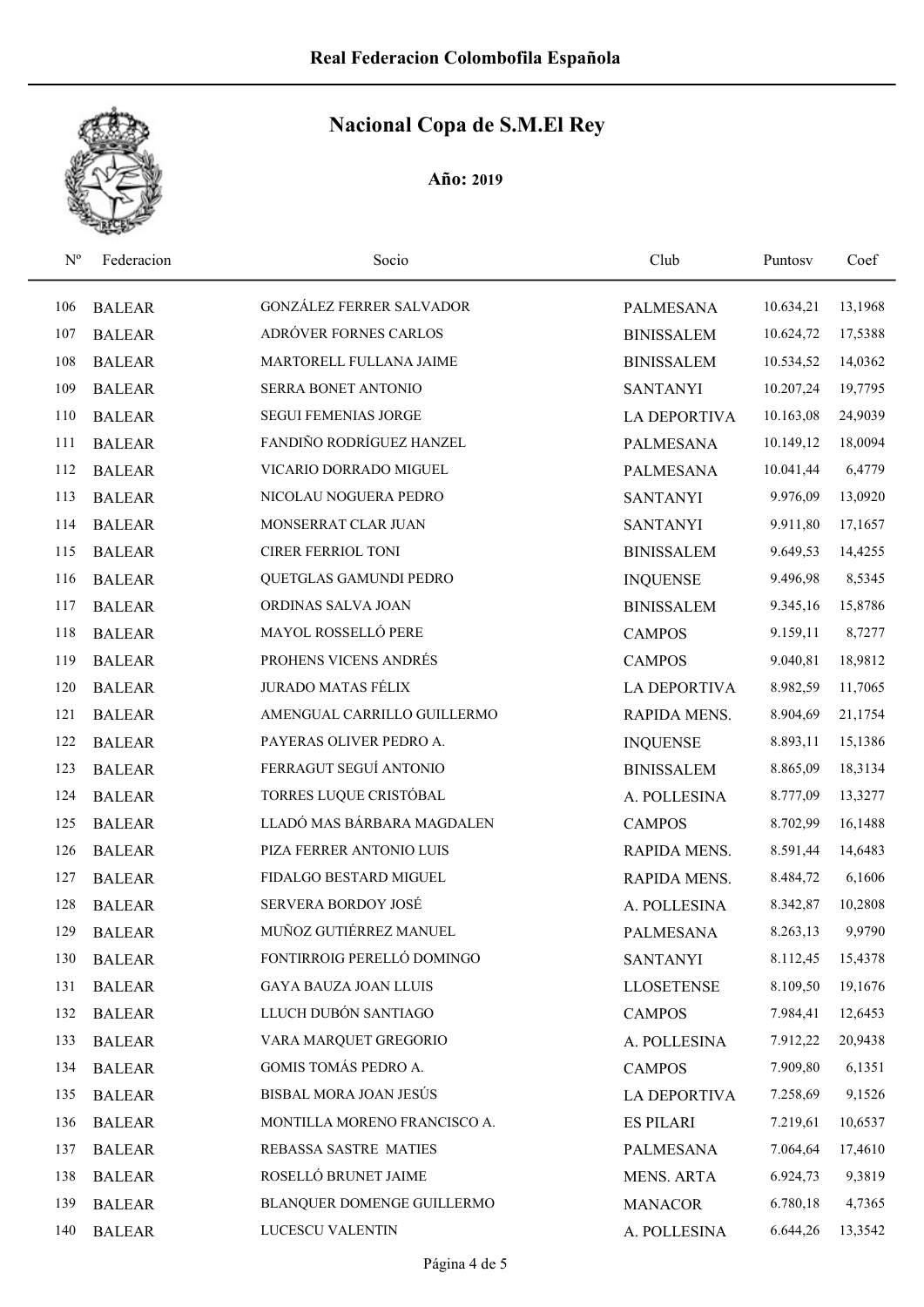# Real Federacion Colombofila Española

## Nacional Copa de S.M.El Rey

**Año: 2019**

| Nº | Federacion | Socio | Club | Puntosv | Coef |
|---|---|---|---|---|---|
| 106 | BALEAR | GONZÁLEZ FERRER SALVADOR | PALMESANA | 10.634,21 | 13,1968 |
| 107 | BALEAR | ADRÓVER FORNES CARLOS | BINISSALEM | 10.624,72 | 17,5388 |
| 108 | BALEAR | MARTORELL FULLANA JAIME | BINISSALEM | 10.534,52 | 14,0362 |
| 109 | BALEAR | SERRA BONET ANTONIO | SANTANYI | 10.207,24 | 19,7795 |
| 110 | BALEAR | SEGUI FEMENIAS JORGE | LA DEPORTIVA | 10.163,08 | 24,9039 |
| 111 | BALEAR | FANDIÑO RODRÍGUEZ HANZEL | PALMESANA | 10.149,12 | 18,0094 |
| 112 | BALEAR | VICARIO DORRADO MIGUEL | PALMESANA | 10.041,44 | 6,4779 |
| 113 | BALEAR | NICOLAU NOGUERA PEDRO | SANTANYI | 9.976,09 | 13,0920 |
| 114 | BALEAR | MONSERRAT CLAR JUAN | SANTANYI | 9.911,80 | 17,1657 |
| 115 | BALEAR | CIRER FERRIOL TONI | BINISSALEM | 9.649,53 | 14,4255 |
| 116 | BALEAR | QUETGLAS GAMUNDI PEDRO | INQUENSE | 9.496,98 | 8,5345 |
| 117 | BALEAR | ORDINAS SALVA JOAN | BINISSALEM | 9.345,16 | 15,8786 |
| 118 | BALEAR | MAYOL ROSSELLÓ PERE | CAMPOS | 9.159,11 | 8,7277 |
| 119 | BALEAR | PROHENS VICENS ANDRÉS | CAMPOS | 9.040,81 | 18,9812 |
| 120 | BALEAR | JURADO MATAS FÉLIX | LA DEPORTIVA | 8.982,59 | 11,7065 |
| 121 | BALEAR | AMENGUAL CARRILLO GUILLERMO | RAPIDA MENS. | 8.904,69 | 21,1754 |
| 122 | BALEAR | PAYERAS OLIVER PEDRO A. | INQUENSE | 8.893,11 | 15,1386 |
| 123 | BALEAR | FERRAGUT SEGUÍ ANTONIO | BINISSALEM | 8.865,09 | 18,3134 |
| 124 | BALEAR | TORRES LUQUE CRISTÓBAL | A. POLLESINA | 8.777,09 | 13,3277 |
| 125 | BALEAR | LLADÓ MAS BÁRBARA MAGDALEN | CAMPOS | 8.702,99 | 16,1488 |
| 126 | BALEAR | PIZA FERRER ANTONIO LUIS | RAPIDA MENS. | 8.591,44 | 14,6483 |
| 127 | BALEAR | FIDALGO BESTARD MIGUEL | RAPIDA MENS. | 8.484,72 | 6,1606 |
| 128 | BALEAR | SERVERA BORDOY JOSÉ | A. POLLESINA | 8.342,87 | 10,2808 |
| 129 | BALEAR | MUÑOZ GUTIÉRREZ MANUEL | PALMESANA | 8.263,13 | 9,9790 |
| 130 | BALEAR | FONTIRROIG PERELLÓ DOMINGO | SANTANYI | 8.112,45 | 15,4378 |
| 131 | BALEAR | GAYA BAUZA JOAN LLUIS | LLOSETENSE | 8.109,50 | 19,1676 |
| 132 | BALEAR | LLUCH DUBÓN SANTIAGO | CAMPOS | 7.984,41 | 12,6453 |
| 133 | BALEAR | VARA MARQUET GREGORIO | A. POLLESINA | 7.912,22 | 20,9438 |
| 134 | BALEAR | GOMIS TOMÁS PEDRO A. | CAMPOS | 7.909,80 | 6,1351 |
| 135 | BALEAR | BISBAL MORA JOAN JESÚS | LA DEPORTIVA | 7.258,69 | 9,1526 |
| 136 | BALEAR | MONTILLA MORENO FRANCISCO A. | ES PILARI | 7.219,61 | 10,6537 |
| 137 | BALEAR | REBASSA SASTRE MATIES | PALMESANA | 7.064,64 | 17,4610 |
| 138 | BALEAR | ROSELLÓ BRUNET JAIME | MENS. ARTA | 6.924,73 | 9,3819 |
| 139 | BALEAR | BLANQUER DOMENGE GUILLERMO | MANACOR | 6.780,18 | 4,7365 |
| 140 | BALEAR | LUCESCU VALENTIN | A. POLLESINA | 6.644,26 | 13,3542 |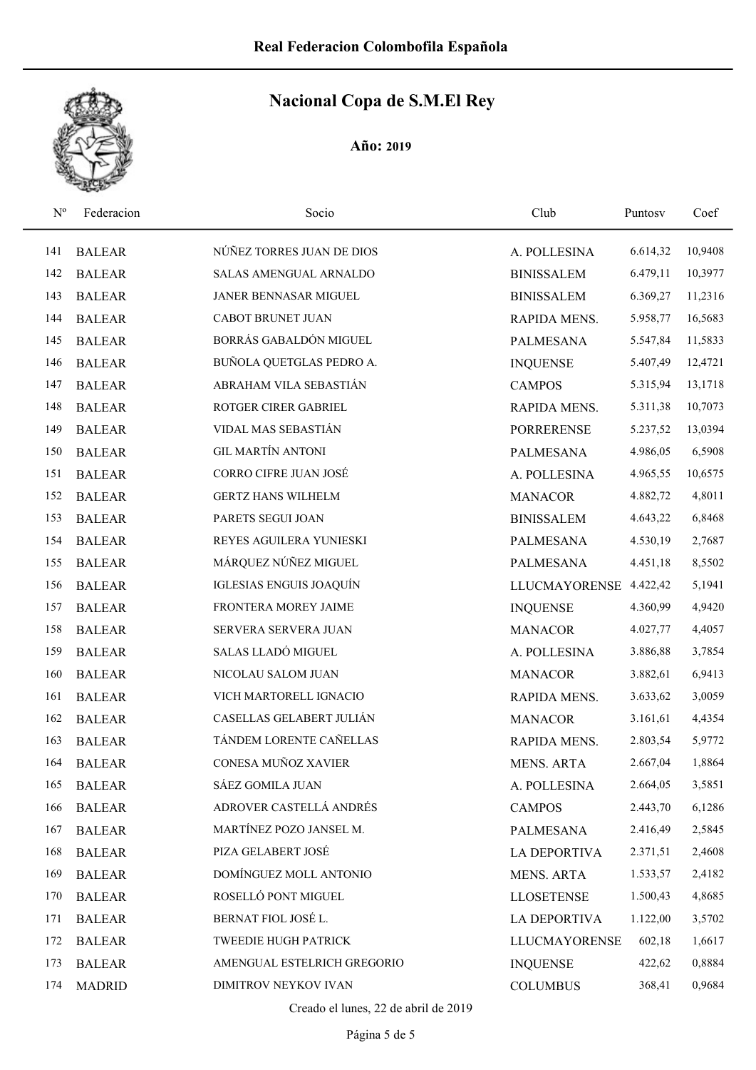**Real Federacion Colombofila Española**

# Nacional Copa de S.M.El Rey

**Año: 2019**

| Nº | Federacion | Socio | Club | Puntosv | Coef |
|---|---|---|---|---|---|
| 141 | BALEAR | NÚÑEZ TORRES JUAN DE DIOS | A. POLLESINA | 6.614,32 | 10,9408 |
| 142 | BALEAR | SALAS AMENGUAL ARNALDO | BINISSALEM | 6.479,11 | 10,3977 |
| 143 | BALEAR | JANER BENNASAR MIGUEL | BINISSALEM | 6.369,27 | 11,2316 |
| 144 | BALEAR | CABOT BRUNET JUAN | RAPIDA MENS. | 5.958,77 | 16,5683 |
| 145 | BALEAR | BORRÁS GABALDÓN MIGUEL | PALMESANA | 5.547,84 | 11,5833 |
| 146 | BALEAR | BUÑOLA QUETGLAS PEDRO A. | INQUENSE | 5.407,49 | 12,4721 |
| 147 | BALEAR | ABRAHAM VILA SEBASTIÁN | CAMPOS | 5.315,94 | 13,1718 |
| 148 | BALEAR | ROTGER CIRER GABRIEL | RAPIDA MENS. | 5.311,38 | 10,7073 |
| 149 | BALEAR | VIDAL MAS SEBASTIÁN | PORRERENSE | 5.237,52 | 13,0394 |
| 150 | BALEAR | GIL MARTÍN ANTONI | PALMESANA | 4.986,05 | 6,5908 |
| 151 | BALEAR | CORRO CIFRE JUAN JOSÉ | A. POLLESINA | 4.965,55 | 10,6575 |
| 152 | BALEAR | GERTZ HANS WILHELM | MANACOR | 4.882,72 | 4,8011 |
| 153 | BALEAR | PARETS SEGUI JOAN | BINISSALEM | 4.643,22 | 6,8468 |
| 154 | BALEAR | REYES AGUILERA YUNIESKI | PALMESANA | 4.530,19 | 2,7687 |
| 155 | BALEAR | MÁRQUEZ NÚÑEZ MIGUEL | PALMESANA | 4.451,18 | 8,5502 |
| 156 | BALEAR | IGLESIAS ENGUIS JOAQUÍN | LLUCMAYORENSE | 4.422,42 | 5,1941 |
| 157 | BALEAR | FRONTERA MOREY JAIME | INQUENSE | 4.360,99 | 4,9420 |
| 158 | BALEAR | SERVERA SERVERA JUAN | MANACOR | 4.027,77 | 4,4057 |
| 159 | BALEAR | SALAS LLADÓ MIGUEL | A. POLLESINA | 3.886,88 | 3,7854 |
| 160 | BALEAR | NICOLAU SALOM JUAN | MANACOR | 3.882,61 | 6,9413 |
| 161 | BALEAR | VICH MARTORELL IGNACIO | RAPIDA MENS. | 3.633,62 | 3,0059 |
| 162 | BALEAR | CASELLAS GELABERT JULIÁN | MANACOR | 3.161,61 | 4,4354 |
| 163 | BALEAR | TÁNDEM LORENTE CAÑELLAS | RAPIDA MENS. | 2.803,54 | 5,9772 |
| 164 | BALEAR | CONESA MUÑOZ XAVIER | MENS. ARTA | 2.667,04 | 1,8864 |
| 165 | BALEAR | SÁEZ GOMILA JUAN | A. POLLESINA | 2.664,05 | 3,5851 |
| 166 | BALEAR | ADROVER CASTELLÁ ANDRÉS | CAMPOS | 2.443,70 | 6,1286 |
| 167 | BALEAR | MARTÍNEZ POZO JANSEL M. | PALMESANA | 2.416,49 | 2,5845 |
| 168 | BALEAR | PIZA GELABERT JOSÉ | LA DEPORTIVA | 2.371,51 | 2,4608 |
| 169 | BALEAR | DOMÍNGUEZ MOLL ANTONIO | MENS. ARTA | 1.533,57 | 2,4182 |
| 170 | BALEAR | ROSELLÓ PONT MIGUEL | LLOSETENSE | 1.500,43 | 4,8685 |
| 171 | BALEAR | BERNAT FIOL JOSÉ L. | LA DEPORTIVA | 1.122,00 | 3,5702 |
| 172 | BALEAR | TWEEDIE HUGH PATRICK | LLUCMAYORENSE | 602,18 | 1,6617 |
| 173 | BALEAR | AMENGUAL ESTELRICH GREGORIO | INQUENSE | 422,62 | 0,8884 |
| 174 | MADRID | DIMITROV NEYKOV IVAN | COLUMBUS | 368,41 | 0,9684 |

Creado el lunes, 22 de abril de 2019